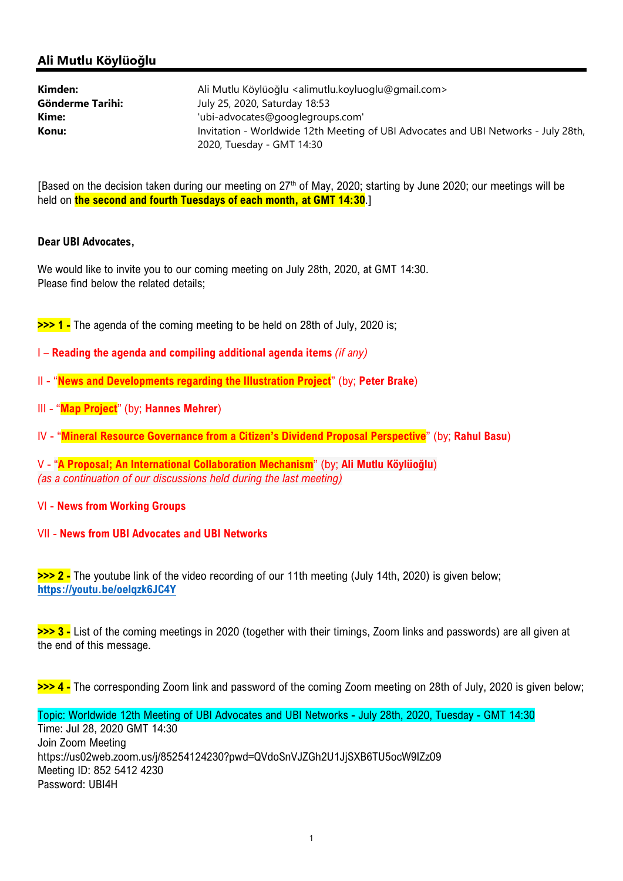## Ali Mutlu Köylüoğlu

| | |
|---|---|
| **Kimden:** | Ali Mutlu Köylüoğlu <alimutlu.koyluoglu@gmail.com> |
| **Gönderme Tarihi:** | July 25, 2020, Saturday 18:53 |
| **Kime:** | 'ubi-advocates@googlegroups.com' |
| **Konu:** | Invitation - Worldwide 12th Meeting of UBI Advocates and UBI Networks - July 28th, 2020, Tuesday - GMT 14:30 |

[Based on the decision taken during our meeting on 27th of May, 2020; starting by June 2020; our meetings will be held on **the second and fourth Tuesdays of each month, at GMT 14:30**.]

**Dear UBI Advocates,**

We would like to invite you to our coming meeting on July 28th, 2020, at GMT 14:30.
Please find below the related details;

**>>> 1 -** The agenda of the coming meeting to be held on 28th of July, 2020 is;

I – **Reading the agenda and compiling additional agenda items** *(if any)*

II - "**News and Developments regarding the Illustration Project**" (by; **Peter Brake**)

III - "**Map Project**" (by; **Hannes Mehrer**)

IV - "**Mineral Resource Governance from a Citizen's Dividend Proposal Perspective**" (by; **Rahul Basu**)

V - "**A Proposal; An International Collaboration Mechanism**" (by; **Ali Mutlu Köylüoğlu**)
*(as a continuation of our discussions held during the last meeting)*

VI - **News from Working Groups**

VII - **News from UBI Advocates and UBI Networks**

**>>> 2 -** The youtube link of the video recording of our 11th meeting (July 14th, 2020) is given below;
**https://youtu.be/oelqzk6JC4Y**

**>>> 3 -** List of the coming meetings in 2020 (together with their timings, Zoom links and passwords) are all given at the end of this message.

**>>> 4 -** The corresponding Zoom link and password of the coming Zoom meeting on 28th of July, 2020 is given below;

Topic: Worldwide 12th Meeting of UBI Advocates and UBI Networks - July 28th, 2020, Tuesday - GMT 14:30
Time: Jul 28, 2020 GMT 14:30
Join Zoom Meeting
https://us02web.zoom.us/j/85254124230?pwd=QVdoSnVJZGh2U1JjSXB6TU5ocW9lZz09
Meeting ID: 852 5412 4230
Password: UBI4H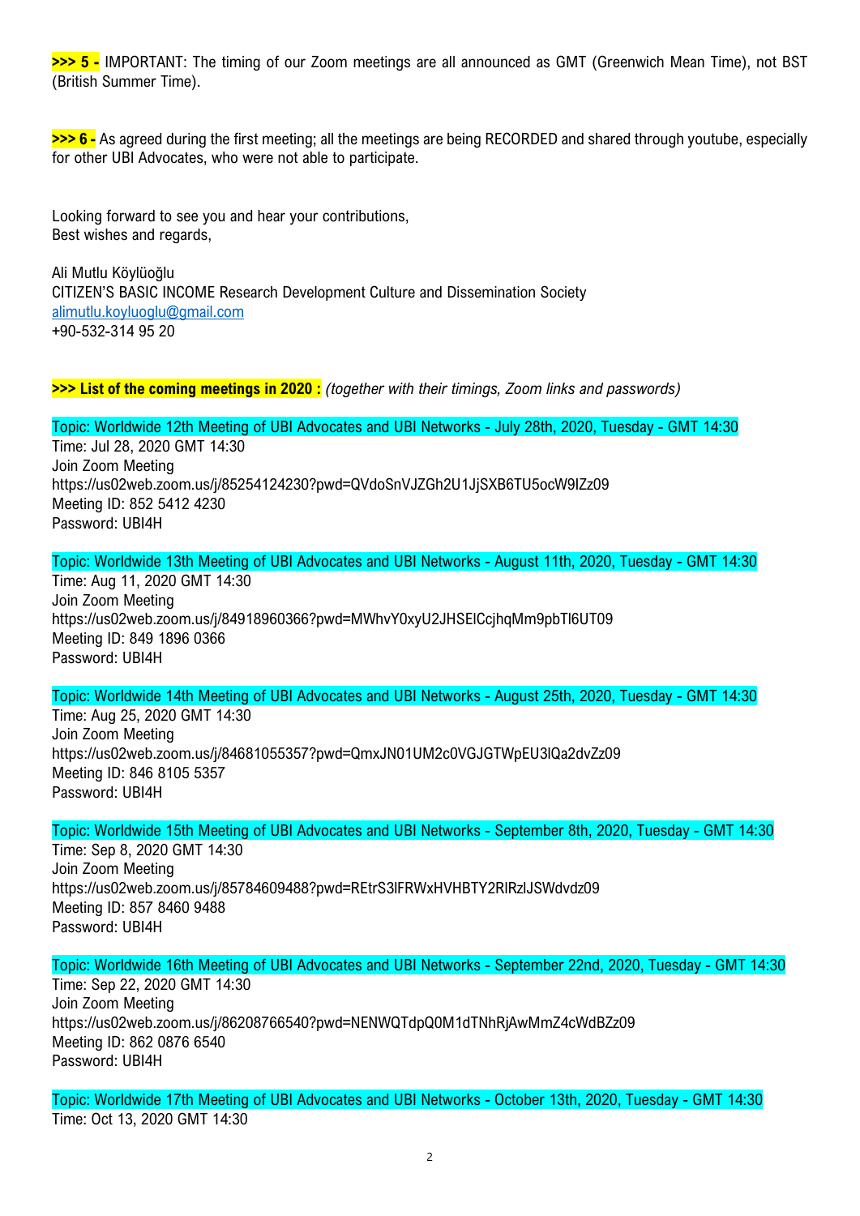**>>> 5 -** IMPORTANT: The timing of our Zoom meetings are all announced as GMT (Greenwich Mean Time), not BST (British Summer Time).

**>>> 6 -** As agreed during the first meeting; all the meetings are being RECORDED and shared through youtube, especially for other UBI Advocates, who were not able to participate.

Looking forward to see you and hear your contributions,
Best wishes and regards,

Ali Mutlu Köylüoğlu
CITIZEN'S BASIC INCOME Research Development Culture and Dissemination Society
alimutlu.koyluoglu@gmail.com
+90-532-314 95 20

**>>> List of the coming meetings in 2020 :** *(together with their timings, Zoom links and passwords)*

Topic: Worldwide 12th Meeting of UBI Advocates and UBI Networks - July 28th, 2020, Tuesday - GMT 14:30
Time: Jul 28, 2020 GMT 14:30
Join Zoom Meeting
https://us02web.zoom.us/j/85254124230?pwd=QVdoSnVJZGh2U1JjSXB6TU5ocW9IZz09
Meeting ID: 852 5412 4230
Password: UBI4H

Topic: Worldwide 13th Meeting of UBI Advocates and UBI Networks - August 11th, 2020, Tuesday - GMT 14:30
Time: Aug 11, 2020 GMT 14:30
Join Zoom Meeting
https://us02web.zoom.us/j/84918960366?pwd=MWhvY0xyU2JHSElCcjhqMm9pbTl6UT09
Meeting ID: 849 1896 0366
Password: UBI4H

Topic: Worldwide 14th Meeting of UBI Advocates and UBI Networks - August 25th, 2020, Tuesday - GMT 14:30
Time: Aug 25, 2020 GMT 14:30
Join Zoom Meeting
https://us02web.zoom.us/j/84681055357?pwd=QmxJN01UM2c0VGJGTWpEU3lQa2dvZz09
Meeting ID: 846 8105 5357
Password: UBI4H

Topic: Worldwide 15th Meeting of UBI Advocates and UBI Networks - September 8th, 2020, Tuesday - GMT 14:30
Time: Sep 8, 2020 GMT 14:30
Join Zoom Meeting
https://us02web.zoom.us/j/85784609488?pwd=REtrS3lFRWxHVHBTY2RlRzlJSWdvdz09
Meeting ID: 857 8460 9488
Password: UBI4H

Topic: Worldwide 16th Meeting of UBI Advocates and UBI Networks - September 22nd, 2020, Tuesday - GMT 14:30
Time: Sep 22, 2020 GMT 14:30
Join Zoom Meeting
https://us02web.zoom.us/j/86208766540?pwd=NENWQTdpQ0M1dTNhRjAwMmZ4cWdBZz09
Meeting ID: 862 0876 6540
Password: UBI4H

Topic: Worldwide 17th Meeting of UBI Advocates and UBI Networks - October 13th, 2020, Tuesday - GMT 14:30
Time: Oct 13, 2020 GMT 14:30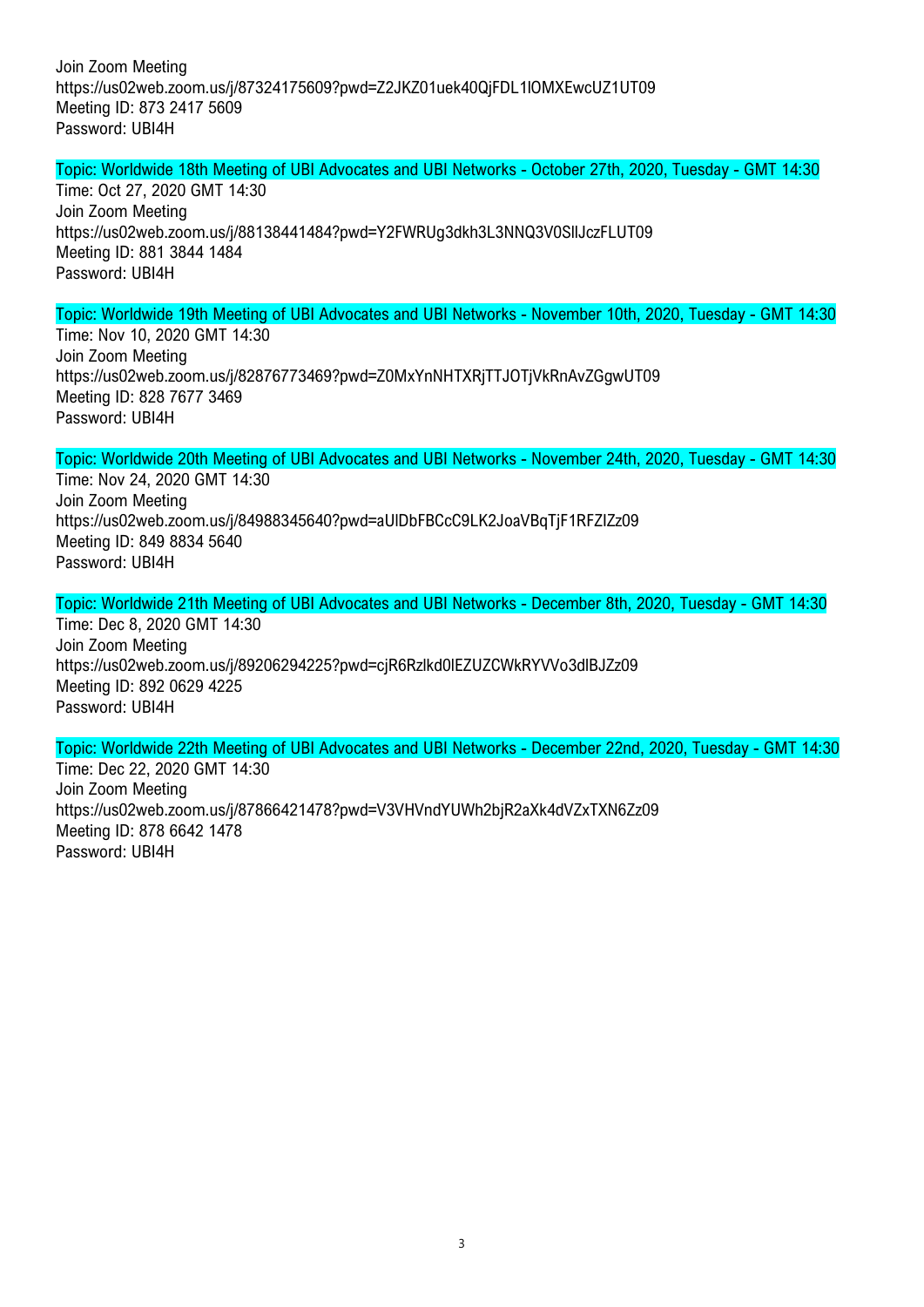Join Zoom Meeting
https://us02web.zoom.us/j/87324175609?pwd=Z2JKZ01uek40QjFDL1lOMXEwcUZ1UT09
Meeting ID: 873 2417 5609
Password: UBI4H

Topic: Worldwide 18th Meeting of UBI Advocates and UBI Networks - October 27th, 2020, Tuesday - GMT 14:30
Time: Oct 27, 2020 GMT 14:30
Join Zoom Meeting
https://us02web.zoom.us/j/88138441484?pwd=Y2FWRUg3dkh3L3NNQ3V0SllJczFLUT09
Meeting ID: 881 3844 1484
Password: UBI4H

Topic: Worldwide 19th Meeting of UBI Advocates and UBI Networks - November 10th, 2020, Tuesday - GMT 14:30
Time: Nov 10, 2020 GMT 14:30
Join Zoom Meeting
https://us02web.zoom.us/j/82876773469?pwd=Z0MxYnNHTXRjTTJOTjVkRnAvZGgwUT09
Meeting ID: 828 7677 3469
Password: UBI4H

Topic: Worldwide 20th Meeting of UBI Advocates and UBI Networks - November 24th, 2020, Tuesday - GMT 14:30
Time: Nov 24, 2020 GMT 14:30
Join Zoom Meeting
https://us02web.zoom.us/j/84988345640?pwd=aUlDbFBCcC9LK2JoaVBqTjF1RFZIZz09
Meeting ID: 849 8834 5640
Password: UBI4H

Topic: Worldwide 21th Meeting of UBI Advocates and UBI Networks - December 8th, 2020, Tuesday - GMT 14:30
Time: Dec 8, 2020 GMT 14:30
Join Zoom Meeting
https://us02web.zoom.us/j/89206294225?pwd=cjR6Rzlkd0lEZUZCWkRYVVo3dlBJZz09
Meeting ID: 892 0629 4225
Password: UBI4H

Topic: Worldwide 22th Meeting of UBI Advocates and UBI Networks - December 22nd, 2020, Tuesday - GMT 14:30
Time: Dec 22, 2020 GMT 14:30
Join Zoom Meeting
https://us02web.zoom.us/j/87866421478?pwd=V3VHVndYUWh2bjR2aXk4dVZxTXN6Zz09
Meeting ID: 878 6642 1478
Password: UBI4H